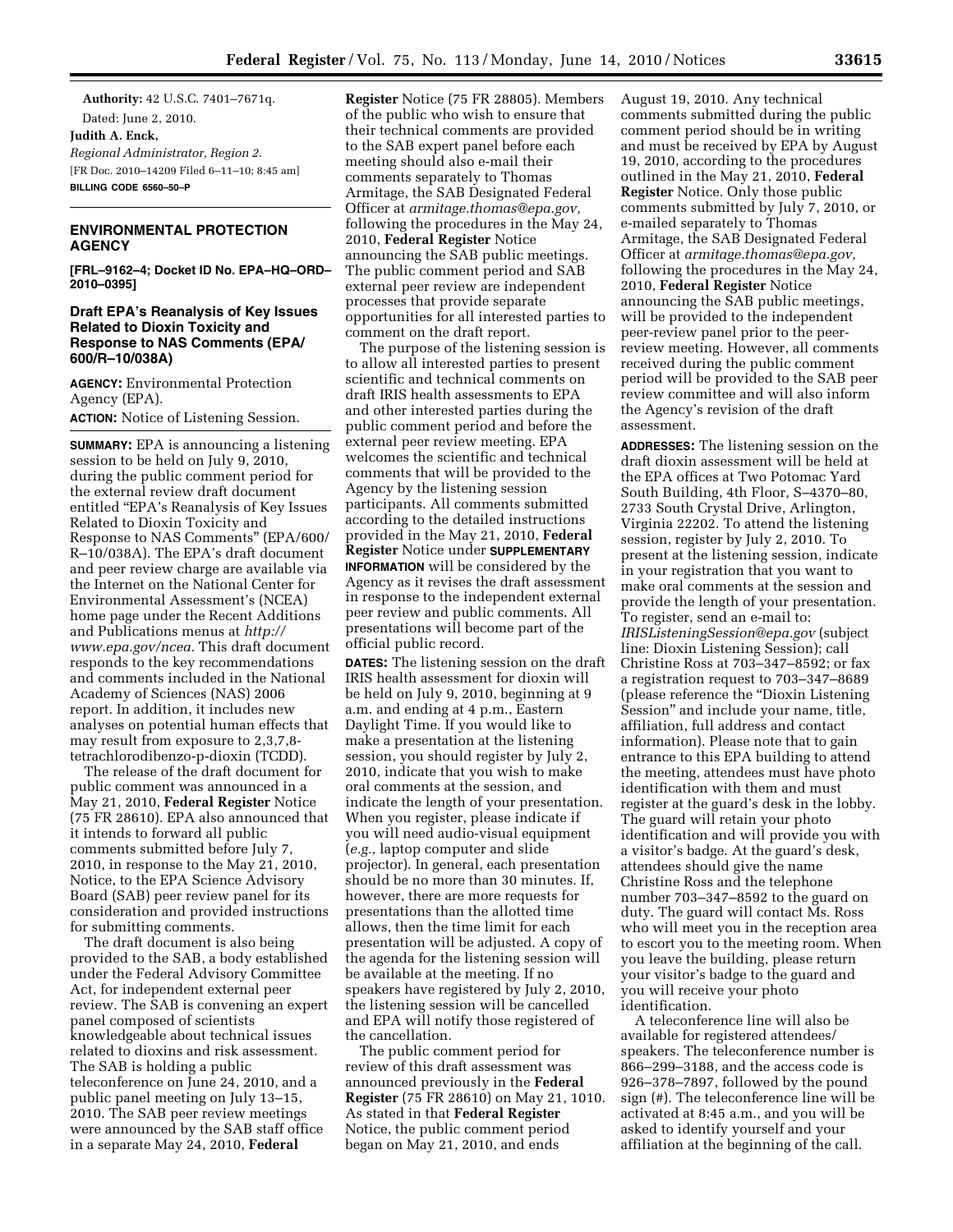**Authority:** 42 U.S.C. 7401–7671q.

Dated: June 2, 2010.

**Judith A. Enck,**

*Regional Administrator, Region 2.*

[FR Doc. 2010–14209 Filed 6–11–10; 8:45 am]

**BILLING CODE 6560–50–P**

## ENVIRONMENTAL PROTECTION AGENCY

**[FRL–9162–4; Docket ID No. EPA–HQ–ORD–2010–0395]**

### Draft EPA's Reanalysis of Key Issues Related to Dioxin Toxicity and Response to NAS Comments (EPA/600/R–10/038A)

**AGENCY:** Environmental Protection Agency (EPA).

**ACTION:** Notice of Listening Session.

**SUMMARY:** EPA is announcing a listening session to be held on July 9, 2010, during the public comment period for the external review draft document entitled "EPA's Reanalysis of Key Issues Related to Dioxin Toxicity and Response to NAS Comments" (EPA/600/R–10/038A). The EPA's draft document and peer review charge are available via the Internet on the National Center for Environmental Assessment's (NCEA) home page under the Recent Additions and Publications menus at *http://www.epa.gov/ncea.* This draft document responds to the key recommendations and comments included in the National Academy of Sciences (NAS) 2006 report. In addition, it includes new analyses on potential human effects that may result from exposure to 2,3,7,8-tetrachlorodibenzo-p-dioxin (TCDD).

The release of the draft document for public comment was announced in a May 21, 2010, **Federal Register** Notice (75 FR 28610). EPA also announced that it intends to forward all public comments submitted before July 7, 2010, in response to the May 21, 2010, Notice, to the EPA Science Advisory Board (SAB) peer review panel for its consideration and provided instructions for submitting comments.

The draft document is also being provided to the SAB, a body established under the Federal Advisory Committee Act, for independent external peer review. The SAB is convening an expert panel composed of scientists knowledgeable about technical issues related to dioxins and risk assessment. The SAB is holding a public teleconference on June 24, 2010, and a public panel meeting on July 13–15, 2010. The SAB peer review meetings were announced by the SAB staff office in a separate May 24, 2010, **Federal Register** Notice (75 FR 28805). Members of the public who wish to ensure that their technical comments are provided to the SAB expert panel before each meeting should also e-mail their comments separately to Thomas Armitage, the SAB Designated Federal Officer at *armitage.thomas@epa.gov,* following the procedures in the May 24, 2010, **Federal Register** Notice announcing the SAB public meetings. The public comment period and SAB external peer review are independent processes that provide separate opportunities for all interested parties to comment on the draft report.

The purpose of the listening session is to allow all interested parties to present scientific and technical comments on draft IRIS health assessments to EPA and other interested parties during the public comment period and before the external peer review meeting. EPA welcomes the scientific and technical comments that will be provided to the Agency by the listening session participants. All comments submitted according to the detailed instructions provided in the May 21, 2010, **Federal Register** Notice under **SUPPLEMENTARY INFORMATION** will be considered by the Agency as it revises the draft assessment in response to the independent external peer review and public comments. All presentations will become part of the official public record.

**DATES:** The listening session on the draft IRIS health assessment for dioxin will be held on July 9, 2010, beginning at 9 a.m. and ending at 4 p.m., Eastern Daylight Time. If you would like to make a presentation at the listening session, you should register by July 2, 2010, indicate that you wish to make oral comments at the session, and indicate the length of your presentation. When you register, please indicate if you will need audio-visual equipment (*e.g.,* laptop computer and slide projector). In general, each presentation should be no more than 30 minutes. If, however, there are more requests for presentations than the allotted time allows, then the time limit for each presentation will be adjusted. A copy of the agenda for the listening session will be available at the meeting. If no speakers have registered by July 2, 2010, the listening session will be cancelled and EPA will notify those registered of the cancellation.

The public comment period for review of this draft assessment was announced previously in the **Federal Register** (75 FR 28610) on May 21, 1010. As stated in that **Federal Register** Notice, the public comment period began on May 21, 2010, and ends August 19, 2010. Any technical comments submitted during the public comment period should be in writing and must be received by EPA by August 19, 2010, according to the procedures outlined in the May 21, 2010, **Federal Register** Notice. Only those public comments submitted by July 7, 2010, or e-mailed separately to Thomas Armitage, the SAB Designated Federal Officer at *armitage.thomas@epa.gov,* following the procedures in the May 24, 2010, **Federal Register** Notice announcing the SAB public meetings, will be provided to the independent peer-review panel prior to the peer-review meeting. However, all comments received during the public comment period will be provided to the SAB peer review committee and will also inform the Agency's revision of the draft assessment.

**ADDRESSES:** The listening session on the draft dioxin assessment will be held at the EPA offices at Two Potomac Yard South Building, 4th Floor, S–4370–80, 2733 South Crystal Drive, Arlington, Virginia 22202. To attend the listening session, register by July 2, 2010. To present at the listening session, indicate in your registration that you want to make oral comments at the session and provide the length of your presentation. To register, send an e-mail to: *IRISListeningSession@epa.gov* (subject line: Dioxin Listening Session); call Christine Ross at 703–347–8592; or fax a registration request to 703–347–8689 (please reference the "Dioxin Listening Session" and include your name, title, affiliation, full address and contact information). Please note that to gain entrance to this EPA building to attend the meeting, attendees must have photo identification with them and must register at the guard's desk in the lobby. The guard will retain your photo identification and will provide you with a visitor's badge. At the guard's desk, attendees should give the name Christine Ross and the telephone number 703–347–8592 to the guard on duty. The guard will contact Ms. Ross who will meet you in the reception area to escort you to the meeting room. When you leave the building, please return your visitor's badge to the guard and you will receive your photo identification.

A teleconference line will also be available for registered attendees/speakers. The teleconference number is 866–299–3188, and the access code is 926–378–7897, followed by the pound sign (#). The teleconference line will be activated at 8:45 a.m., and you will be asked to identify yourself and your affiliation at the beginning of the call.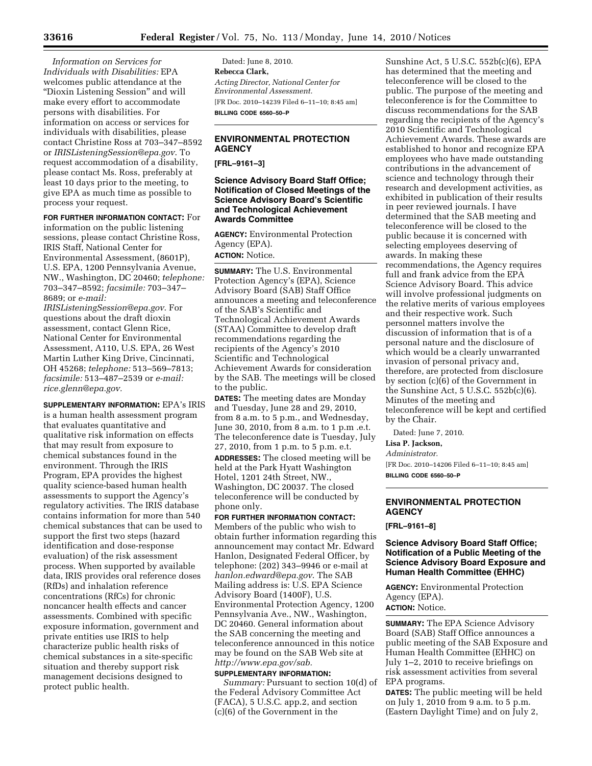*Information on Services for Individuals with Disabilities:* EPA welcomes public attendance at the "Dioxin Listening Session" and will make every effort to accommodate persons with disabilities. For information on access or services for individuals with disabilities, please contact Christine Ross at 703–347–8592 or *IRISListeningSession@epa.gov.* To request accommodation of a disability, please contact Ms. Ross, preferably at least 10 days prior to the meeting, to give EPA as much time as possible to process your request.

**FOR FURTHER INFORMATION CONTACT:** For information on the public listening sessions, please contact Christine Ross, IRIS Staff, National Center for Environmental Assessment, (8601P), U.S. EPA, 1200 Pennsylvania Avenue, NW., Washington, DC 20460; *telephone:* 703–347–8592; *facsimile:* 703–347–8689; or *e-mail: IRISListeningSession@epa.gov*. For questions about the draft dioxin assessment, contact Glenn Rice, National Center for Environmental Assessment, A110, U.S. EPA, 26 West Martin Luther King Drive, Cincinnati, OH 45268; *telephone:* 513–569–7813; *facsimile:* 513–487–2539 or *e-mail: rice.glenn@epa.gov.*

**SUPPLEMENTARY INFORMATION:** EPA's IRIS is a human health assessment program that evaluates quantitative and qualitative risk information on effects that may result from exposure to chemical substances found in the environment. Through the IRIS Program, EPA provides the highest quality science-based human health assessments to support the Agency's regulatory activities. The IRIS database contains information for more than 540 chemical substances that can be used to support the first two steps (hazard identification and dose-response evaluation) of the risk assessment process. When supported by available data, IRIS provides oral reference doses (RfDs) and inhalation reference concentrations (RfCs) for chronic noncancer health effects and cancer assessments. Combined with specific exposure information, government and private entities use IRIS to help characterize public health risks of chemical substances in a site-specific situation and thereby support risk management decisions designed to protect public health.

Dated: June 8, 2010.

**Rebecca Clark,**

*Acting Director, National Center for Environmental Assessment.*

[FR Doc. 2010–14239 Filed 6–11–10; 8:45 am]

**BILLING CODE 6560–50–P**

---

## ENVIRONMENTAL PROTECTION AGENCY

**[FRL–9161–3]**

### Science Advisory Board Staff Office; Notification of Closed Meetings of the Science Advisory Board's Scientific and Technological Achievement Awards Committee

**AGENCY:** Environmental Protection Agency (EPA).

**ACTION:** Notice.

**SUMMARY:** The U.S. Environmental Protection Agency's (EPA), Science Advisory Board (SAB) Staff Office announces a meeting and teleconference of the SAB's Scientific and Technological Achievement Awards (STAA) Committee to develop draft recommendations regarding the recipients of the Agency's 2010 Scientific and Technological Achievement Awards for consideration by the SAB. The meetings will be closed to the public.

**DATES:** The meeting dates are Monday and Tuesday, June 28 and 29, 2010, from 8 a.m. to 5 p.m., and Wednesday, June 30, 2010, from 8 a.m. to 1 p.m .e.t. The teleconference date is Tuesday, July 27, 2010, from 1 p.m. to 5 p.m. e.t.

**ADDRESSES:** The closed meeting will be held at the Park Hyatt Washington Hotel, 1201 24th Street, NW., Washington, DC 20037. The closed teleconference will be conducted by phone only.

**FOR FURTHER INFORMATION CONTACT:** Members of the public who wish to obtain further information regarding this announcement may contact Mr. Edward Hanlon, Designated Federal Officer, by telephone: (202) 343–9946 or e-mail at *hanlon.edward@epa.gov*. The SAB Mailing address is: U.S. EPA Science Advisory Board (1400F), U.S. Environmental Protection Agency, 1200 Pennsylvania Ave., NW., Washington, DC 20460. General information about the SAB concerning the meeting and teleconference announced in this notice may be found on the SAB Web site at *http://www.epa.gov/sab.*

**SUPPLEMENTARY INFORMATION:**

*Summary:* Pursuant to section 10(d) of the Federal Advisory Committee Act (FACA), 5 U.S.C. app.2, and section (c)(6) of the Government in the Sunshine Act, 5 U.S.C. 552b(c)(6), EPA has determined that the meeting and teleconference will be closed to the public. The purpose of the meeting and teleconference is for the Committee to discuss recommendations for the SAB regarding the recipients of the Agency's 2010 Scientific and Technological Achievement Awards. These awards are established to honor and recognize EPA employees who have made outstanding contributions in the advancement of science and technology through their research and development activities, as exhibited in publication of their results in peer reviewed journals. I have determined that the SAB meeting and teleconference will be closed to the public because it is concerned with selecting employees deserving of awards. In making these recommendations, the Agency requires full and frank advice from the EPA Science Advisory Board. This advice will involve professional judgments on the relative merits of various employees and their respective work. Such personnel matters involve the discussion of information that is of a personal nature and the disclosure of which would be a clearly unwarranted invasion of personal privacy and, therefore, are protected from disclosure by section (c)(6) of the Government in the Sunshine Act, 5 U.S.C. 552b(c)(6). Minutes of the meeting and teleconference will be kept and certified by the Chair.

Dated: June 7, 2010.

**Lisa P. Jackson,**

*Administrator.*

[FR Doc. 2010–14206 Filed 6–11–10; 8:45 am]

**BILLING CODE 6560–50–P**

---

## ENVIRONMENTAL PROTECTION AGENCY

**[FRL–9161–8]**

### Science Advisory Board Staff Office; Notification of a Public Meeting of the Science Advisory Board Exposure and Human Health Committee (EHHC)

**AGENCY:** Environmental Protection Agency (EPA).

**ACTION:** Notice.

**SUMMARY:** The EPA Science Advisory Board (SAB) Staff Office announces a public meeting of the SAB Exposure and Human Health Committee (EHHC) on July 1–2, 2010 to receive briefings on risk assessment activities from several EPA programs.

**DATES:** The public meeting will be held on July 1, 2010 from 9 a.m. to 5 p.m. (Eastern Daylight Time) and on July 2,